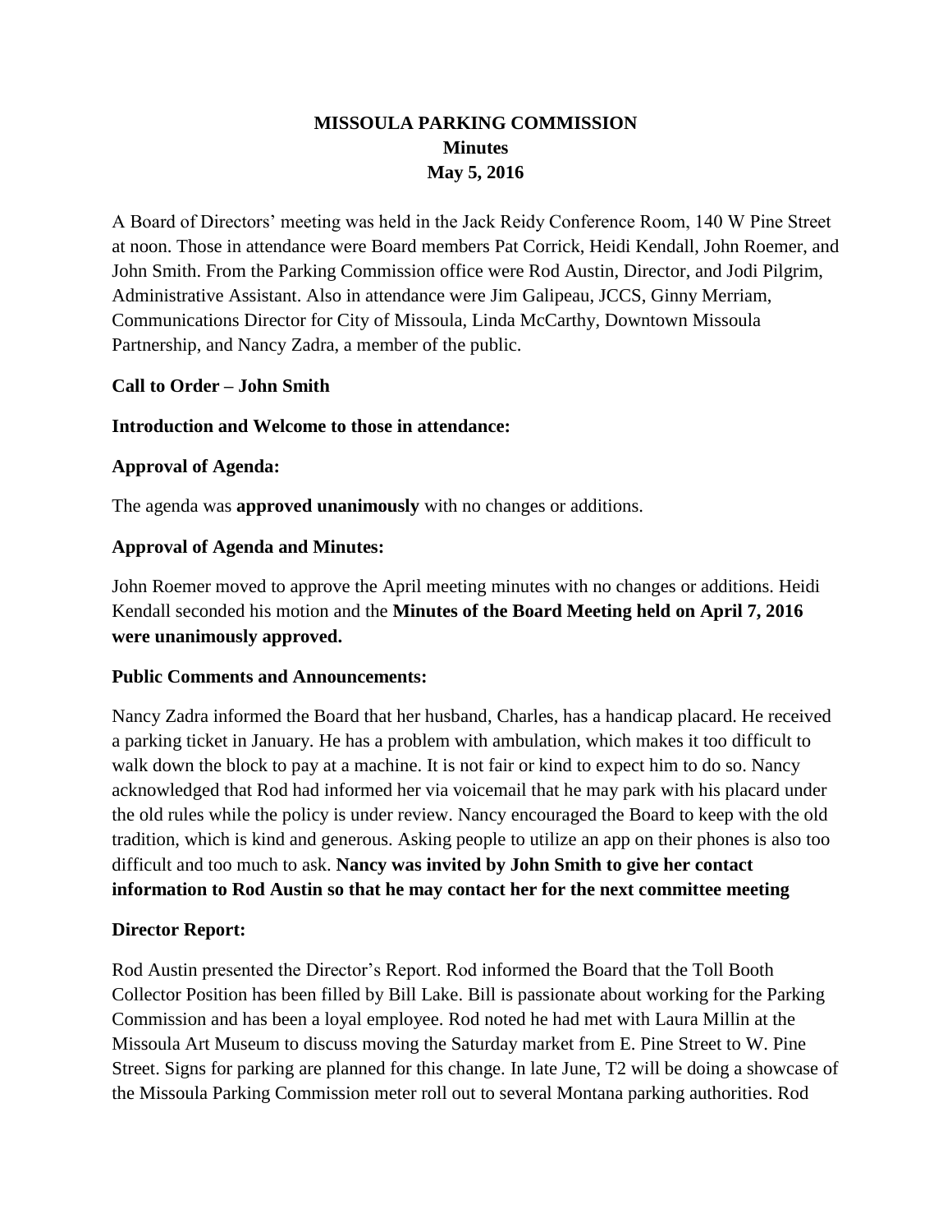# MISSOULA PARKING COMMISSION
## Minutes
## May 5, 2016

A Board of Directors' meeting was held in the Jack Reidy Conference Room, 140 W Pine Street at noon. Those in attendance were Board members Pat Corrick, Heidi Kendall, John Roemer, and John Smith. From the Parking Commission office were Rod Austin, Director, and Jodi Pilgrim, Administrative Assistant. Also in attendance were Jim Galipeau, JCCS, Ginny Merriam, Communications Director for City of Missoula, Linda McCarthy, Downtown Missoula Partnership, and Nancy Zadra, a member of the public.

**Call to Order – John Smith**

**Introduction and Welcome to those in attendance:**

**Approval of Agenda:**

The agenda was **approved unanimously** with no changes or additions.

**Approval of Agenda and Minutes:**

John Roemer moved to approve the April meeting minutes with no changes or additions. Heidi Kendall seconded his motion and the **Minutes of the Board Meeting held on April 7, 2016 were unanimously approved.**

**Public Comments and Announcements:**

Nancy Zadra informed the Board that her husband, Charles, has a handicap placard. He received a parking ticket in January. He has a problem with ambulation, which makes it too difficult to walk down the block to pay at a machine. It is not fair or kind to expect him to do so. Nancy acknowledged that Rod had informed her via voicemail that he may park with his placard under the old rules while the policy is under review. Nancy encouraged the Board to keep with the old tradition, which is kind and generous. Asking people to utilize an app on their phones is also too difficult and too much to ask. **Nancy was invited by John Smith to give her contact information to Rod Austin so that he may contact her for the next committee meeting**

**Director Report:**

Rod Austin presented the Director's Report. Rod informed the Board that the Toll Booth Collector Position has been filled by Bill Lake. Bill is passionate about working for the Parking Commission and has been a loyal employee. Rod noted he had met with Laura Millin at the Missoula Art Museum to discuss moving the Saturday market from E. Pine Street to W. Pine Street. Signs for parking are planned for this change. In late June, T2 will be doing a showcase of the Missoula Parking Commission meter roll out to several Montana parking authorities. Rod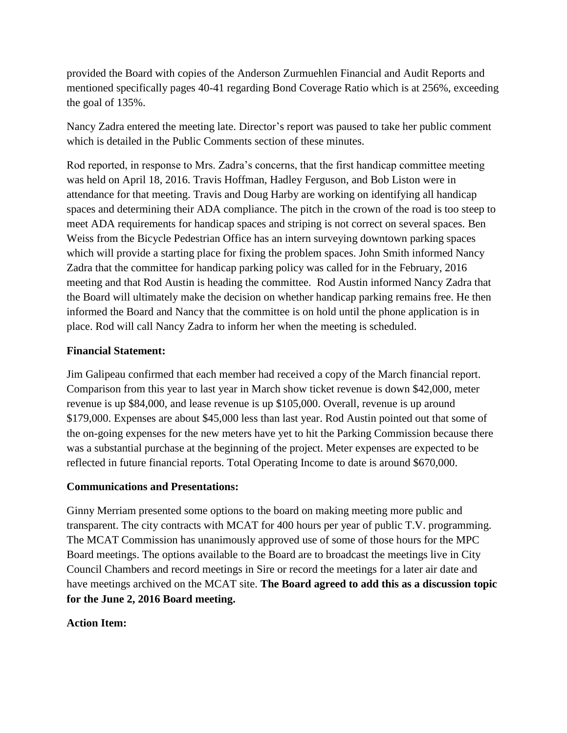provided the Board with copies of the Anderson Zurmuehlen Financial and Audit Reports and mentioned specifically pages 40-41 regarding Bond Coverage Ratio which is at 256%, exceeding the goal of 135%.

Nancy Zadra entered the meeting late. Director's report was paused to take her public comment which is detailed in the Public Comments section of these minutes.

Rod reported, in response to Mrs. Zadra's concerns, that the first handicap committee meeting was held on April 18, 2016. Travis Hoffman, Hadley Ferguson, and Bob Liston were in attendance for that meeting. Travis and Doug Harby are working on identifying all handicap spaces and determining their ADA compliance. The pitch in the crown of the road is too steep to meet ADA requirements for handicap spaces and striping is not correct on several spaces. Ben Weiss from the Bicycle Pedestrian Office has an intern surveying downtown parking spaces which will provide a starting place for fixing the problem spaces. John Smith informed Nancy Zadra that the committee for handicap parking policy was called for in the February, 2016 meeting and that Rod Austin is heading the committee. Rod Austin informed Nancy Zadra that the Board will ultimately make the decision on whether handicap parking remains free. He then informed the Board and Nancy that the committee is on hold until the phone application is in place. Rod will call Nancy Zadra to inform her when the meeting is scheduled.

**Financial Statement:**

Jim Galipeau confirmed that each member had received a copy of the March financial report. Comparison from this year to last year in March show ticket revenue is down $42,000, meter revenue is up $84,000, and lease revenue is up $105,000. Overall, revenue is up around $179,000. Expenses are about $45,000 less than last year. Rod Austin pointed out that some of the on-going expenses for the new meters have yet to hit the Parking Commission because there was a substantial purchase at the beginning of the project. Meter expenses are expected to be reflected in future financial reports. Total Operating Income to date is around $670,000.

**Communications and Presentations:**

Ginny Merriam presented some options to the board on making meeting more public and transparent. The city contracts with MCAT for 400 hours per year of public T.V. programming. The MCAT Commission has unanimously approved use of some of those hours for the MPC Board meetings. The options available to the Board are to broadcast the meetings live in City Council Chambers and record meetings in Sire or record the meetings for a later air date and have meetings archived on the MCAT site. **The Board agreed to add this as a discussion topic for the June 2, 2016 Board meeting.**

**Action Item:**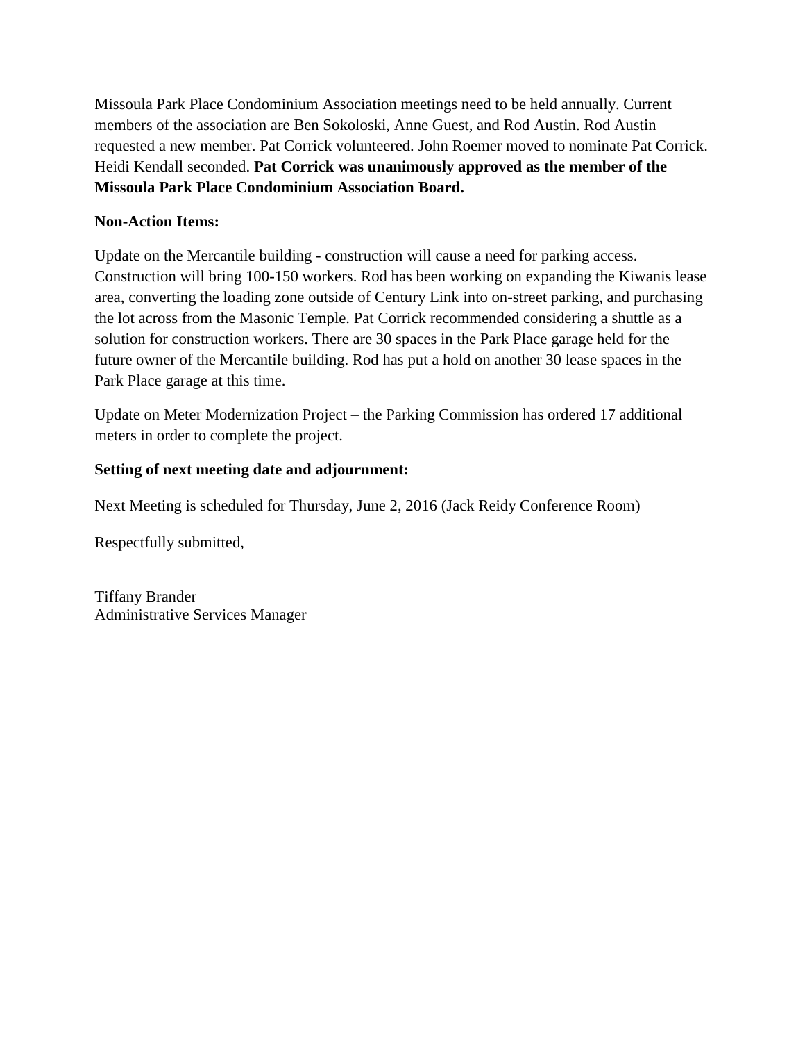Missoula Park Place Condominium Association meetings need to be held annually. Current members of the association are Ben Sokoloski, Anne Guest, and Rod Austin. Rod Austin requested a new member. Pat Corrick volunteered. John Roemer moved to nominate Pat Corrick. Heidi Kendall seconded. **Pat Corrick was unanimously approved as the member of the Missoula Park Place Condominium Association Board.**

**Non-Action Items:**

Update on the Mercantile building - construction will cause a need for parking access. Construction will bring 100-150 workers. Rod has been working on expanding the Kiwanis lease area, converting the loading zone outside of Century Link into on-street parking, and purchasing the lot across from the Masonic Temple. Pat Corrick recommended considering a shuttle as a solution for construction workers. There are 30 spaces in the Park Place garage held for the future owner of the Mercantile building. Rod has put a hold on another 30 lease spaces in the Park Place garage at this time.

Update on Meter Modernization Project – the Parking Commission has ordered 17 additional meters in order to complete the project.

**Setting of next meeting date and adjournment:**

Next Meeting is scheduled for Thursday, June 2, 2016 (Jack Reidy Conference Room)

Respectfully submitted,

Tiffany Brander
Administrative Services Manager